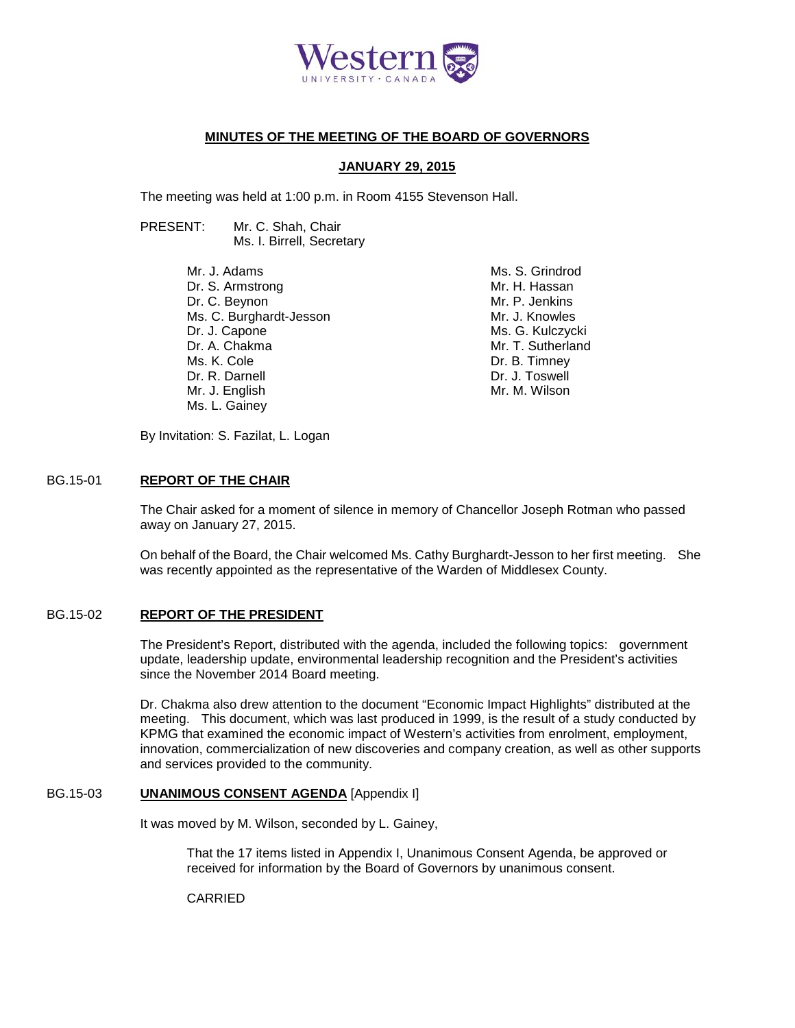# MINUTES OF THE MEETING OF THE BOARD OF GOVERNORS

## JANUARY 29, 2015

The meeting was held at 1:00 p.m. in Room 4155 Stevenson Hall.

PRESENT: Mr. C. Shah, Chair
Ms. I. Birrell, Secretary

Mr. J. Adams
Dr. S. Armstrong
Dr. C. Beynon
Ms. C. Burghardt-Jesson
Dr. J. Capone
Dr. A. Chakma
Ms. K. Cole
Dr. R. Darnell
Mr. J. English
Ms. L. Gainey
Ms. S. Grindrod
Mr. H. Hassan
Mr. P. Jenkins
Mr. J. Knowles
Ms. G. Kulczycki
Mr. T. Sutherland
Dr. B. Timney
Dr. J. Toswell
Mr. M. Wilson

By Invitation: S. Fazilat, L. Logan

### BG.15-01 **REPORT OF THE CHAIR**

The Chair asked for a moment of silence in memory of Chancellor Joseph Rotman who passed away on January 27, 2015.

On behalf of the Board, the Chair welcomed Ms. Cathy Burghardt-Jesson to her first meeting. She was recently appointed as the representative of the Warden of Middlesex County.

### BG.15-02 **REPORT OF THE PRESIDENT**

The President's Report, distributed with the agenda, included the following topics: government update, leadership update, environmental leadership recognition and the President's activities since the November 2014 Board meeting.

Dr. Chakma also drew attention to the document "Economic Impact Highlights" distributed at the meeting. This document, which was last produced in 1999, is the result of a study conducted by KPMG that examined the economic impact of Western's activities from enrolment, employment, innovation, commercialization of new discoveries and company creation, as well as other supports and services provided to the community.

### BG.15-03 **UNANIMOUS CONSENT AGENDA** [Appendix I]

It was moved by M. Wilson, seconded by L. Gainey,

> That the 17 items listed in Appendix I, Unanimous Consent Agenda, be approved or received for information by the Board of Governors by unanimous consent.
>
> CARRIED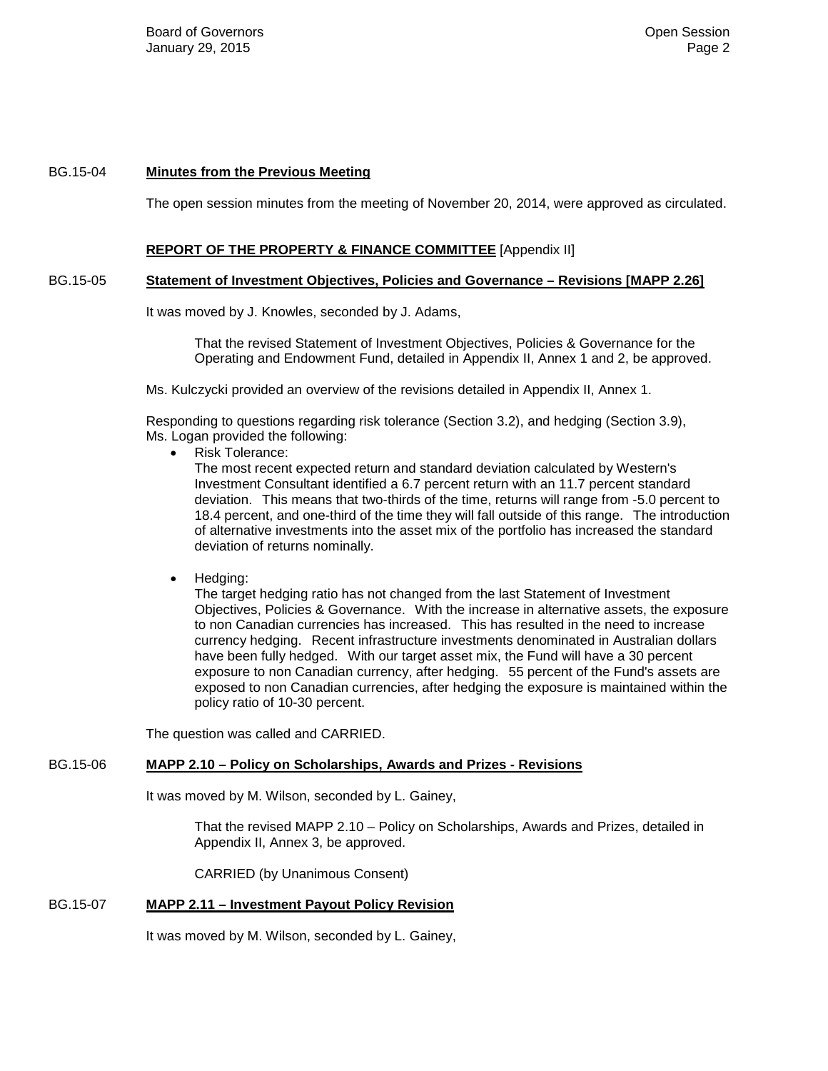BG.15-04 **Minutes from the Previous Meeting**

The open session minutes from the meeting of November 20, 2014, were approved as circulated.

**REPORT OF THE PROPERTY & FINANCE COMMITTEE** [Appendix II]

BG.15-05 **Statement of Investment Objectives, Policies and Governance – Revisions [MAPP 2.26]**

It was moved by J. Knowles, seconded by J. Adams,

> That the revised Statement of Investment Objectives, Policies & Governance for the Operating and Endowment Fund, detailed in Appendix II, Annex 1 and 2, be approved.

Ms. Kulczycki provided an overview of the revisions detailed in Appendix II, Annex 1.

Responding to questions regarding risk tolerance (Section 3.2), and hedging (Section 3.9), Ms. Logan provided the following:

- Risk Tolerance:
  The most recent expected return and standard deviation calculated by Western's Investment Consultant identified a 6.7 percent return with an 11.7 percent standard deviation. This means that two-thirds of the time, returns will range from -5.0 percent to 18.4 percent, and one-third of the time they will fall outside of this range. The introduction of alternative investments into the asset mix of the portfolio has increased the standard deviation of returns nominally.

- Hedging:
  The target hedging ratio has not changed from the last Statement of Investment Objectives, Policies & Governance. With the increase in alternative assets, the exposure to non Canadian currencies has increased. This has resulted in the need to increase currency hedging. Recent infrastructure investments denominated in Australian dollars have been fully hedged. With our target asset mix, the Fund will have a 30 percent exposure to non Canadian currency, after hedging. 55 percent of the Fund's assets are exposed to non Canadian currencies, after hedging the exposure is maintained within the policy ratio of 10-30 percent.

The question was called and CARRIED.

BG.15-06 **MAPP 2.10 – Policy on Scholarships, Awards and Prizes - Revisions**

It was moved by M. Wilson, seconded by L. Gainey,

> That the revised MAPP 2.10 – Policy on Scholarships, Awards and Prizes, detailed in Appendix II, Annex 3, be approved.
>
> CARRIED (by Unanimous Consent)

BG.15-07 **MAPP 2.11 – Investment Payout Policy Revision**

It was moved by M. Wilson, seconded by L. Gainey,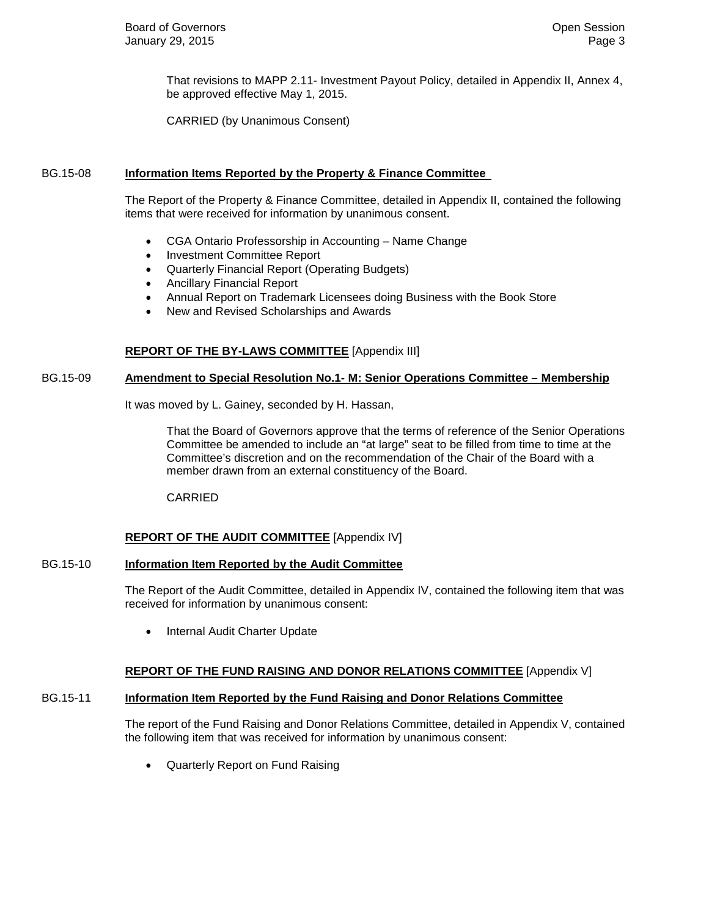That revisions to MAPP 2.11- Investment Payout Policy, detailed in Appendix II, Annex 4, be approved effective May 1, 2015.

CARRIED (by Unanimous Consent)

BG.15-08 **Information Items Reported by the Property & Finance Committee**

The Report of the Property & Finance Committee, detailed in Appendix II, contained the following items that were received for information by unanimous consent.

- CGA Ontario Professorship in Accounting – Name Change
- Investment Committee Report
- Quarterly Financial Report (Operating Budgets)
- Ancillary Financial Report
- Annual Report on Trademark Licensees doing Business with the Book Store
- New and Revised Scholarships and Awards

## **REPORT OF THE BY-LAWS COMMITTEE** [Appendix III]

BG.15-09 **Amendment to Special Resolution No.1- M: Senior Operations Committee – Membership**

It was moved by L. Gainey, seconded by H. Hassan,

That the Board of Governors approve that the terms of reference of the Senior Operations Committee be amended to include an "at large" seat to be filled from time to time at the Committee's discretion and on the recommendation of the Chair of the Board with a member drawn from an external constituency of the Board.

CARRIED

## **REPORT OF THE AUDIT COMMITTEE** [Appendix IV]

BG.15-10 **Information Item Reported by the Audit Committee**

The Report of the Audit Committee, detailed in Appendix IV, contained the following item that was received for information by unanimous consent:

- Internal Audit Charter Update

## **REPORT OF THE FUND RAISING AND DONOR RELATIONS COMMITTEE** [Appendix V]

BG.15-11 **Information Item Reported by the Fund Raising and Donor Relations Committee**

The report of the Fund Raising and Donor Relations Committee, detailed in Appendix V, contained the following item that was received for information by unanimous consent:

- Quarterly Report on Fund Raising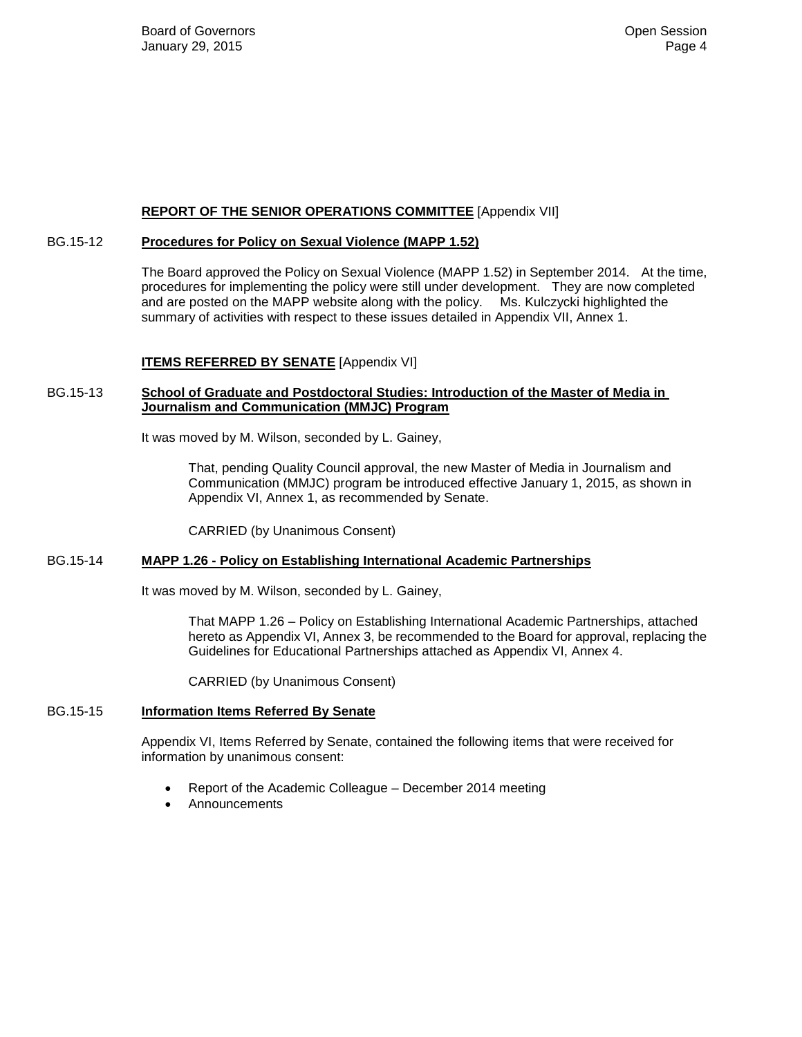**REPORT OF THE SENIOR OPERATIONS COMMITTEE** [Appendix VII]

BG.15-12 **Procedures for Policy on Sexual Violence (MAPP 1.52)**

The Board approved the Policy on Sexual Violence (MAPP 1.52) in September 2014. At the time, procedures for implementing the policy were still under development. They are now completed and are posted on the MAPP website along with the policy. Ms. Kulczycki highlighted the summary of activities with respect to these issues detailed in Appendix VII, Annex 1.

**ITEMS REFERRED BY SENATE** [Appendix VI]

BG.15-13 **School of Graduate and Postdoctoral Studies: Introduction of the Master of Media in Journalism and Communication (MMJC) Program**

It was moved by M. Wilson, seconded by L. Gainey,

> That, pending Quality Council approval, the new Master of Media in Journalism and Communication (MMJC) program be introduced effective January 1, 2015, as shown in Appendix VI, Annex 1, as recommended by Senate.
>
> CARRIED (by Unanimous Consent)

BG.15-14 **MAPP 1.26 - Policy on Establishing International Academic Partnerships**

It was moved by M. Wilson, seconded by L. Gainey,

> That MAPP 1.26 – Policy on Establishing International Academic Partnerships, attached hereto as Appendix VI, Annex 3, be recommended to the Board for approval, replacing the Guidelines for Educational Partnerships attached as Appendix VI, Annex 4.
>
> CARRIED (by Unanimous Consent)

BG.15-15 **Information Items Referred By Senate**

Appendix VI, Items Referred by Senate, contained the following items that were received for information by unanimous consent:

- Report of the Academic Colleague – December 2014 meeting
- Announcements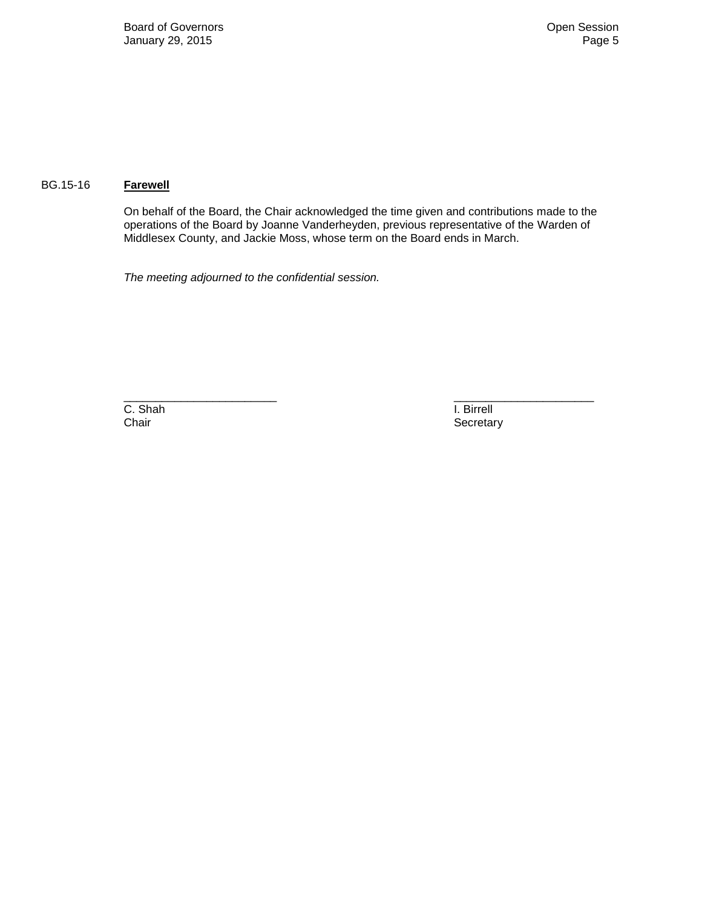BG.15-16 **Farewell**

On behalf of the Board, the Chair acknowledged the time given and contributions made to the operations of the Board by Joanne Vanderheyden, previous representative of the Warden of Middlesex County, and Jackie Moss, whose term on the Board ends in March.

*The meeting adjourned to the confidential session.*

| | |
|---|---|
| ________________________ | ______________________ |
| C. Shah | I. Birrell |
| Chair | Secretary |